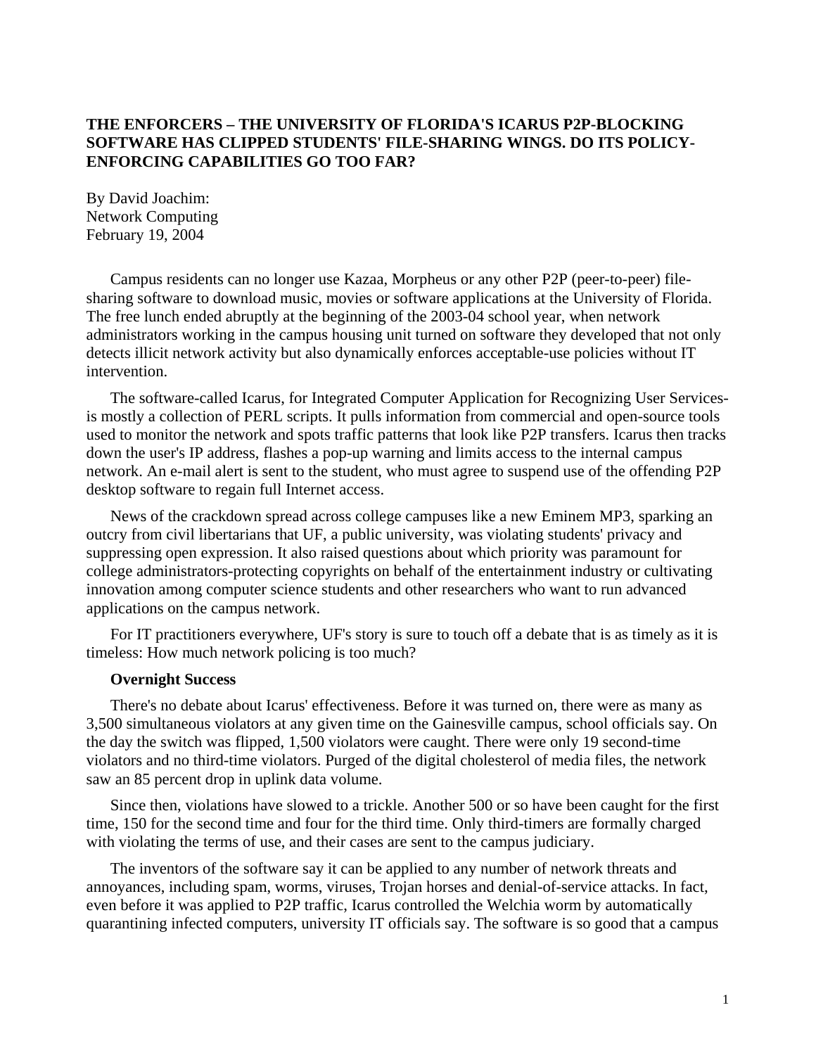# THE ENFORCERS – THE UNIVERSITY OF FLORIDA'S ICARUS P2P-BLOCKING SOFTWARE HAS CLIPPED STUDENTS' FILE-SHARING WINGS. DO ITS POLICY-ENFORCING CAPABILITIES GO TOO FAR?

By David Joachim:
Network Computing
February 19, 2004

Campus residents can no longer use Kazaa, Morpheus or any other P2P (peer-to-peer) file-sharing software to download music, movies or software applications at the University of Florida. The free lunch ended abruptly at the beginning of the 2003-04 school year, when network administrators working in the campus housing unit turned on software they developed that not only detects illicit network activity but also dynamically enforces acceptable-use policies without IT intervention.

The software-called Icarus, for Integrated Computer Application for Recognizing User Services-is mostly a collection of PERL scripts. It pulls information from commercial and open-source tools used to monitor the network and spots traffic patterns that look like P2P transfers. Icarus then tracks down the user's IP address, flashes a pop-up warning and limits access to the internal campus network. An e-mail alert is sent to the student, who must agree to suspend use of the offending P2P desktop software to regain full Internet access.

News of the crackdown spread across college campuses like a new Eminem MP3, sparking an outcry from civil libertarians that UF, a public university, was violating students' privacy and suppressing open expression. It also raised questions about which priority was paramount for college administrators-protecting copyrights on behalf of the entertainment industry or cultivating innovation among computer science students and other researchers who want to run advanced applications on the campus network.

For IT practitioners everywhere, UF's story is sure to touch off a debate that is as timely as it is timeless: How much network policing is too much?

## Overnight Success

There's no debate about Icarus' effectiveness. Before it was turned on, there were as many as 3,500 simultaneous violators at any given time on the Gainesville campus, school officials say. On the day the switch was flipped, 1,500 violators were caught. There were only 19 second-time violators and no third-time violators. Purged of the digital cholesterol of media files, the network saw an 85 percent drop in uplink data volume.

Since then, violations have slowed to a trickle. Another 500 or so have been caught for the first time, 150 for the second time and four for the third time. Only third-timers are formally charged with violating the terms of use, and their cases are sent to the campus judiciary.

The inventors of the software say it can be applied to any number of network threats and annoyances, including spam, worms, viruses, Trojan horses and denial-of-service attacks. In fact, even before it was applied to P2P traffic, Icarus controlled the Welchia worm by automatically quarantining infected computers, university IT officials say. The software is so good that a campus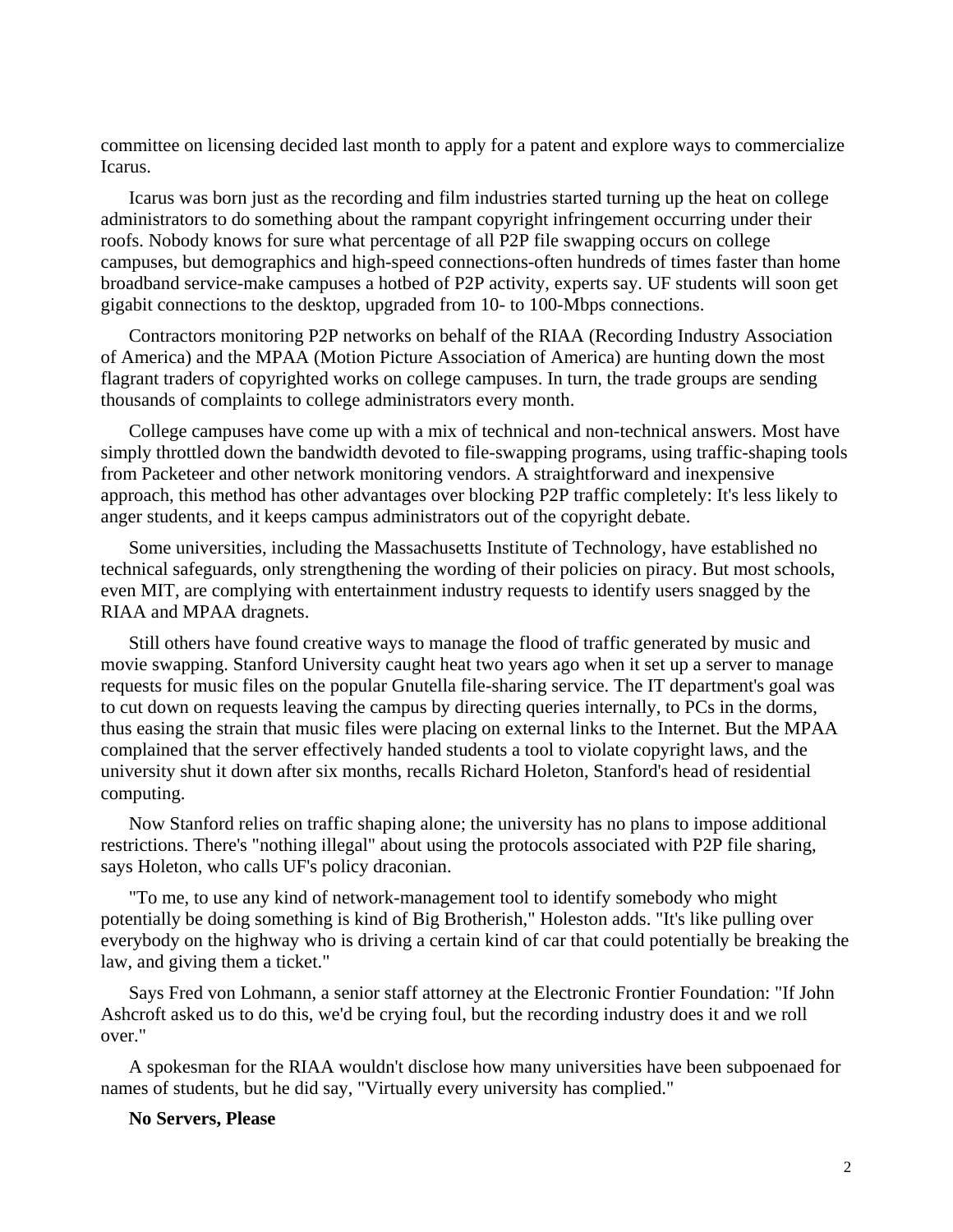committee on licensing decided last month to apply for a patent and explore ways to commercialize Icarus.

Icarus was born just as the recording and film industries started turning up the heat on college administrators to do something about the rampant copyright infringement occurring under their roofs. Nobody knows for sure what percentage of all P2P file swapping occurs on college campuses, but demographics and high-speed connections-often hundreds of times faster than home broadband service-make campuses a hotbed of P2P activity, experts say. UF students will soon get gigabit connections to the desktop, upgraded from 10- to 100-Mbps connections.

Contractors monitoring P2P networks on behalf of the RIAA (Recording Industry Association of America) and the MPAA (Motion Picture Association of America) are hunting down the most flagrant traders of copyrighted works on college campuses. In turn, the trade groups are sending thousands of complaints to college administrators every month.

College campuses have come up with a mix of technical and non-technical answers. Most have simply throttled down the bandwidth devoted to file-swapping programs, using traffic-shaping tools from Packeteer and other network monitoring vendors. A straightforward and inexpensive approach, this method has other advantages over blocking P2P traffic completely: It's less likely to anger students, and it keeps campus administrators out of the copyright debate.

Some universities, including the Massachusetts Institute of Technology, have established no technical safeguards, only strengthening the wording of their policies on piracy. But most schools, even MIT, are complying with entertainment industry requests to identify users snagged by the RIAA and MPAA dragnets.

Still others have found creative ways to manage the flood of traffic generated by music and movie swapping. Stanford University caught heat two years ago when it set up a server to manage requests for music files on the popular Gnutella file-sharing service. The IT department's goal was to cut down on requests leaving the campus by directing queries internally, to PCs in the dorms, thus easing the strain that music files were placing on external links to the Internet. But the MPAA complained that the server effectively handed students a tool to violate copyright laws, and the university shut it down after six months, recalls Richard Holeton, Stanford's head of residential computing.

Now Stanford relies on traffic shaping alone; the university has no plans to impose additional restrictions. There's "nothing illegal" about using the protocols associated with P2P file sharing, says Holeton, who calls UF's policy draconian.

"To me, to use any kind of network-management tool to identify somebody who might potentially be doing something is kind of Big Brotherish," Holeston adds. "It's like pulling over everybody on the highway who is driving a certain kind of car that could potentially be breaking the law, and giving them a ticket."

Says Fred von Lohmann, a senior staff attorney at the Electronic Frontier Foundation: "If John Ashcroft asked us to do this, we'd be crying foul, but the recording industry does it and we roll over."

A spokesman for the RIAA wouldn't disclose how many universities have been subpoenaed for names of students, but he did say, "Virtually every university has complied."

**No Servers, Please**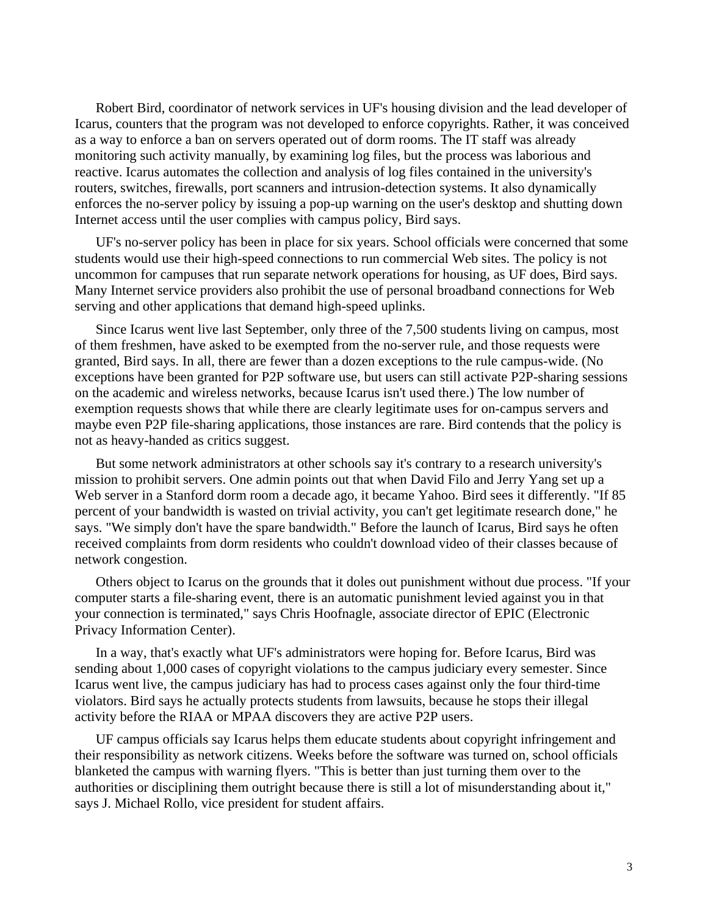Robert Bird, coordinator of network services in UF's housing division and the lead developer of Icarus, counters that the program was not developed to enforce copyrights. Rather, it was conceived as a way to enforce a ban on servers operated out of dorm rooms. The IT staff was already monitoring such activity manually, by examining log files, but the process was laborious and reactive. Icarus automates the collection and analysis of log files contained in the university's routers, switches, firewalls, port scanners and intrusion-detection systems. It also dynamically enforces the no-server policy by issuing a pop-up warning on the user's desktop and shutting down Internet access until the user complies with campus policy, Bird says.

UF's no-server policy has been in place for six years. School officials were concerned that some students would use their high-speed connections to run commercial Web sites. The policy is not uncommon for campuses that run separate network operations for housing, as UF does, Bird says. Many Internet service providers also prohibit the use of personal broadband connections for Web serving and other applications that demand high-speed uplinks.

Since Icarus went live last September, only three of the 7,500 students living on campus, most of them freshmen, have asked to be exempted from the no-server rule, and those requests were granted, Bird says. In all, there are fewer than a dozen exceptions to the rule campus-wide. (No exceptions have been granted for P2P software use, but users can still activate P2P-sharing sessions on the academic and wireless networks, because Icarus isn't used there.) The low number of exemption requests shows that while there are clearly legitimate uses for on-campus servers and maybe even P2P file-sharing applications, those instances are rare. Bird contends that the policy is not as heavy-handed as critics suggest.

But some network administrators at other schools say it's contrary to a research university's mission to prohibit servers. One admin points out that when David Filo and Jerry Yang set up a Web server in a Stanford dorm room a decade ago, it became Yahoo. Bird sees it differently. "If 85 percent of your bandwidth is wasted on trivial activity, you can't get legitimate research done," he says. "We simply don't have the spare bandwidth." Before the launch of Icarus, Bird says he often received complaints from dorm residents who couldn't download video of their classes because of network congestion.

Others object to Icarus on the grounds that it doles out punishment without due process. "If your computer starts a file-sharing event, there is an automatic punishment levied against you in that your connection is terminated," says Chris Hoofnagle, associate director of EPIC (Electronic Privacy Information Center).

In a way, that's exactly what UF's administrators were hoping for. Before Icarus, Bird was sending about 1,000 cases of copyright violations to the campus judiciary every semester. Since Icarus went live, the campus judiciary has had to process cases against only the four third-time violators. Bird says he actually protects students from lawsuits, because he stops their illegal activity before the RIAA or MPAA discovers they are active P2P users.

UF campus officials say Icarus helps them educate students about copyright infringement and their responsibility as network citizens. Weeks before the software was turned on, school officials blanketed the campus with warning flyers. "This is better than just turning them over to the authorities or disciplining them outright because there is still a lot of misunderstanding about it," says J. Michael Rollo, vice president for student affairs.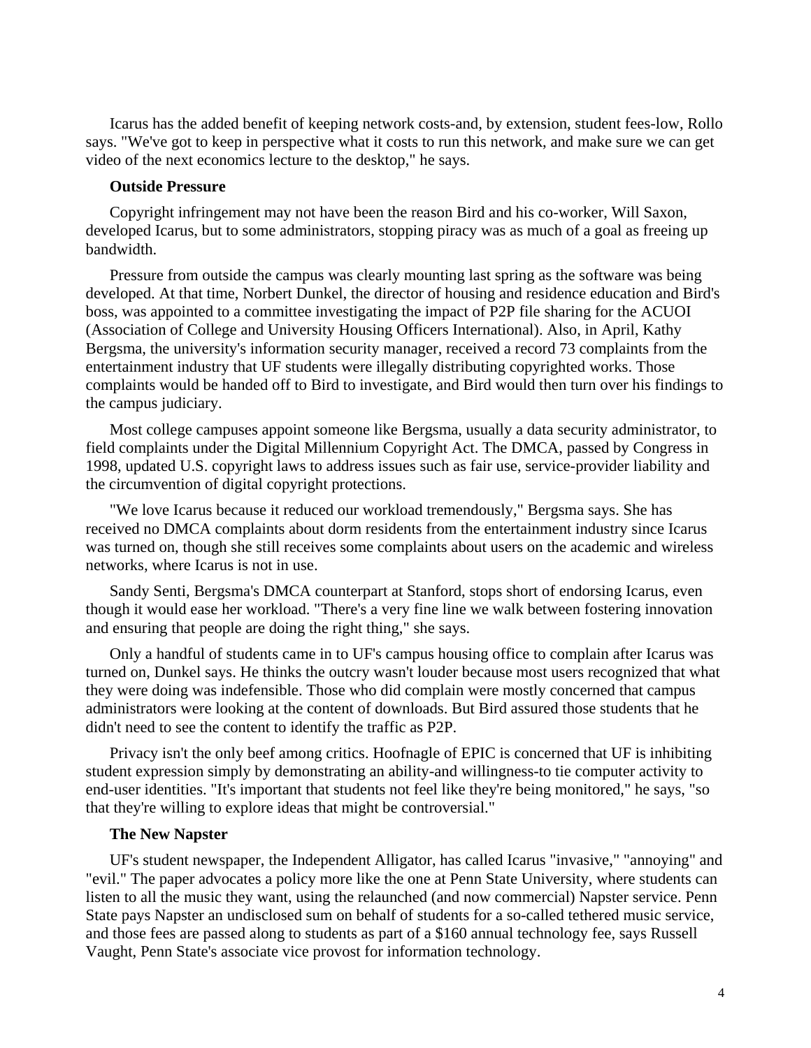Icarus has the added benefit of keeping network costs-and, by extension, student fees-low, Rollo says. "We've got to keep in perspective what it costs to run this network, and make sure we can get video of the next economics lecture to the desktop," he says.

**Outside Pressure**

Copyright infringement may not have been the reason Bird and his co-worker, Will Saxon, developed Icarus, but to some administrators, stopping piracy was as much of a goal as freeing up bandwidth.

Pressure from outside the campus was clearly mounting last spring as the software was being developed. At that time, Norbert Dunkel, the director of housing and residence education and Bird's boss, was appointed to a committee investigating the impact of P2P file sharing for the ACUOI (Association of College and University Housing Officers International). Also, in April, Kathy Bergsma, the university's information security manager, received a record 73 complaints from the entertainment industry that UF students were illegally distributing copyrighted works. Those complaints would be handed off to Bird to investigate, and Bird would then turn over his findings to the campus judiciary.

Most college campuses appoint someone like Bergsma, usually a data security administrator, to field complaints under the Digital Millennium Copyright Act. The DMCA, passed by Congress in 1998, updated U.S. copyright laws to address issues such as fair use, service-provider liability and the circumvention of digital copyright protections.

"We love Icarus because it reduced our workload tremendously," Bergsma says. She has received no DMCA complaints about dorm residents from the entertainment industry since Icarus was turned on, though she still receives some complaints about users on the academic and wireless networks, where Icarus is not in use.

Sandy Senti, Bergsma's DMCA counterpart at Stanford, stops short of endorsing Icarus, even though it would ease her workload. "There's a very fine line we walk between fostering innovation and ensuring that people are doing the right thing," she says.

Only a handful of students came in to UF's campus housing office to complain after Icarus was turned on, Dunkel says. He thinks the outcry wasn't louder because most users recognized that what they were doing was indefensible. Those who did complain were mostly concerned that campus administrators were looking at the content of downloads. But Bird assured those students that he didn't need to see the content to identify the traffic as P2P.

Privacy isn't the only beef among critics. Hoofnagle of EPIC is concerned that UF is inhibiting student expression simply by demonstrating an ability-and willingness-to tie computer activity to end-user identities. "It's important that students not feel like they're being monitored," he says, "so that they're willing to explore ideas that might be controversial."

**The New Napster**

UF's student newspaper, the Independent Alligator, has called Icarus "invasive," "annoying" and "evil." The paper advocates a policy more like the one at Penn State University, where students can listen to all the music they want, using the relaunched (and now commercial) Napster service. Penn State pays Napster an undisclosed sum on behalf of students for a so-called tethered music service, and those fees are passed along to students as part of a $160 annual technology fee, says Russell Vaught, Penn State's associate vice provost for information technology.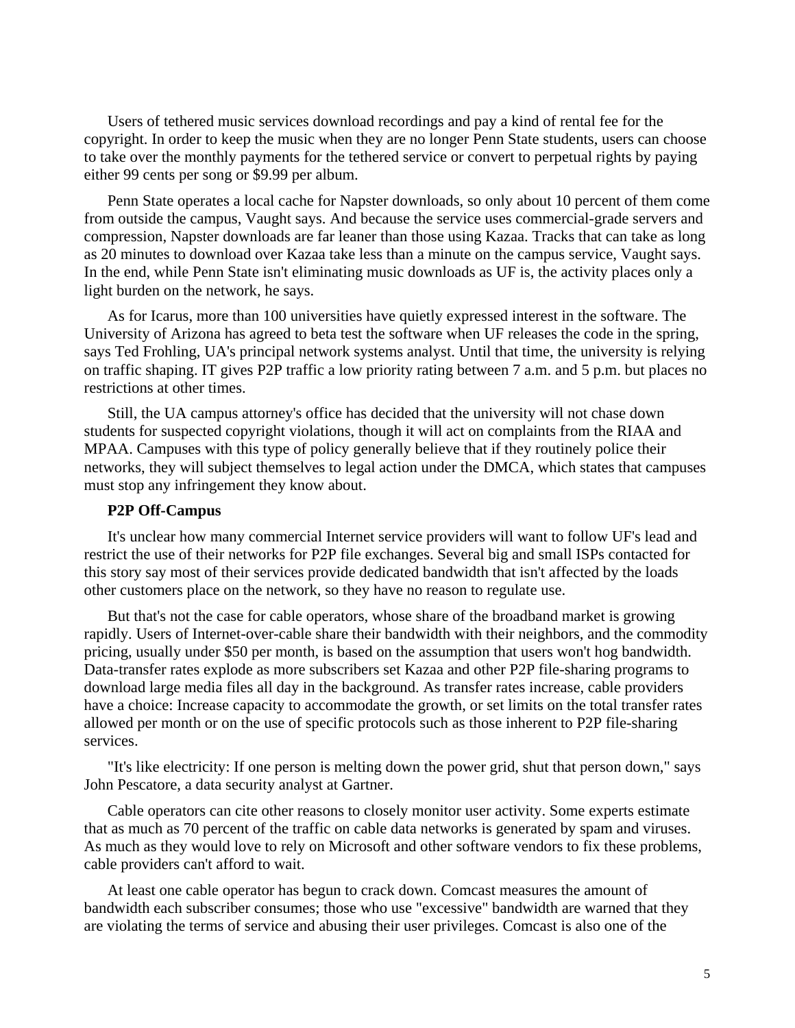Users of tethered music services download recordings and pay a kind of rental fee for the copyright. In order to keep the music when they are no longer Penn State students, users can choose to take over the monthly payments for the tethered service or convert to perpetual rights by paying either 99 cents per song or $9.99 per album.

Penn State operates a local cache for Napster downloads, so only about 10 percent of them come from outside the campus, Vaught says. And because the service uses commercial-grade servers and compression, Napster downloads are far leaner than those using Kazaa. Tracks that can take as long as 20 minutes to download over Kazaa take less than a minute on the campus service, Vaught says. In the end, while Penn State isn't eliminating music downloads as UF is, the activity places only a light burden on the network, he says.

As for Icarus, more than 100 universities have quietly expressed interest in the software. The University of Arizona has agreed to beta test the software when UF releases the code in the spring, says Ted Frohling, UA's principal network systems analyst. Until that time, the university is relying on traffic shaping. IT gives P2P traffic a low priority rating between 7 a.m. and 5 p.m. but places no restrictions at other times.

Still, the UA campus attorney's office has decided that the university will not chase down students for suspected copyright violations, though it will act on complaints from the RIAA and MPAA. Campuses with this type of policy generally believe that if they routinely police their networks, they will subject themselves to legal action under the DMCA, which states that campuses must stop any infringement they know about.

**P2P Off-Campus**

It's unclear how many commercial Internet service providers will want to follow UF's lead and restrict the use of their networks for P2P file exchanges. Several big and small ISPs contacted for this story say most of their services provide dedicated bandwidth that isn't affected by the loads other customers place on the network, so they have no reason to regulate use.

But that's not the case for cable operators, whose share of the broadband market is growing rapidly. Users of Internet-over-cable share their bandwidth with their neighbors, and the commodity pricing, usually under $50 per month, is based on the assumption that users won't hog bandwidth. Data-transfer rates explode as more subscribers set Kazaa and other P2P file-sharing programs to download large media files all day in the background. As transfer rates increase, cable providers have a choice: Increase capacity to accommodate the growth, or set limits on the total transfer rates allowed per month or on the use of specific protocols such as those inherent to P2P file-sharing services.

"It's like electricity: If one person is melting down the power grid, shut that person down," says John Pescatore, a data security analyst at Gartner.

Cable operators can cite other reasons to closely monitor user activity. Some experts estimate that as much as 70 percent of the traffic on cable data networks is generated by spam and viruses. As much as they would love to rely on Microsoft and other software vendors to fix these problems, cable providers can't afford to wait.

At least one cable operator has begun to crack down. Comcast measures the amount of bandwidth each subscriber consumes; those who use "excessive" bandwidth are warned that they are violating the terms of service and abusing their user privileges. Comcast is also one of the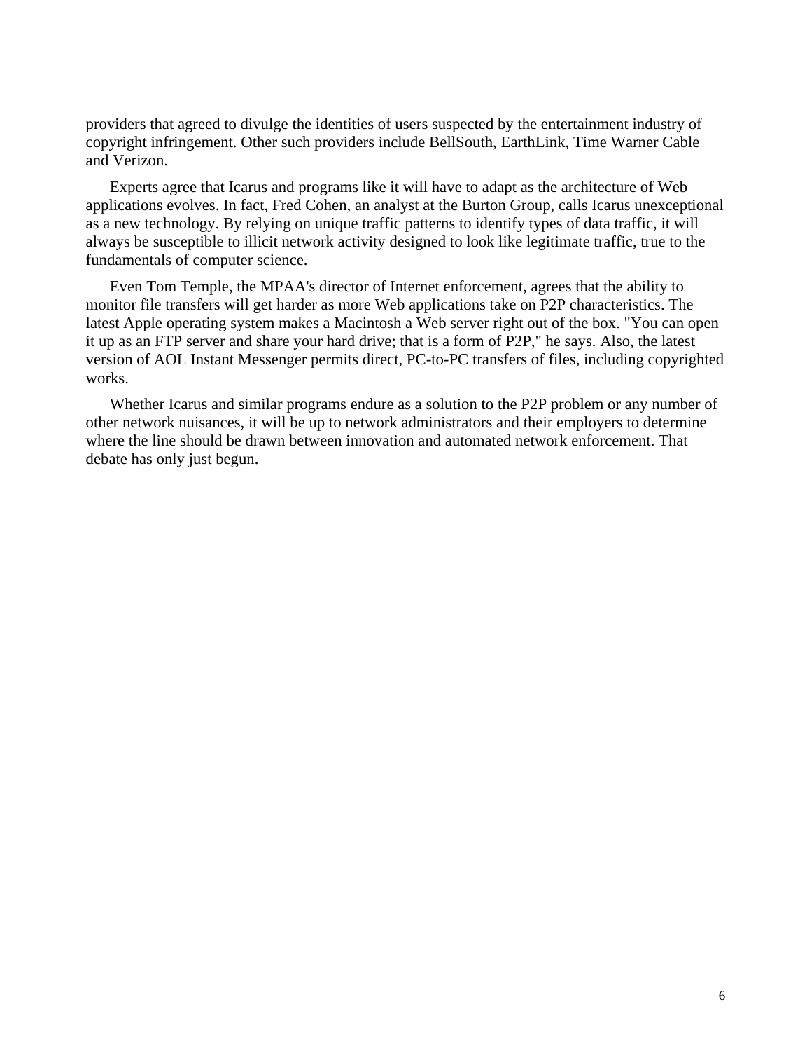providers that agreed to divulge the identities of users suspected by the entertainment industry of copyright infringement. Other such providers include BellSouth, EarthLink, Time Warner Cable and Verizon.

Experts agree that Icarus and programs like it will have to adapt as the architecture of Web applications evolves. In fact, Fred Cohen, an analyst at the Burton Group, calls Icarus unexceptional as a new technology. By relying on unique traffic patterns to identify types of data traffic, it will always be susceptible to illicit network activity designed to look like legitimate traffic, true to the fundamentals of computer science.

Even Tom Temple, the MPAA's director of Internet enforcement, agrees that the ability to monitor file transfers will get harder as more Web applications take on P2P characteristics. The latest Apple operating system makes a Macintosh a Web server right out of the box. "You can open it up as an FTP server and share your hard drive; that is a form of P2P," he says. Also, the latest version of AOL Instant Messenger permits direct, PC-to-PC transfers of files, including copyrighted works.

Whether Icarus and similar programs endure as a solution to the P2P problem or any number of other network nuisances, it will be up to network administrators and their employers to determine where the line should be drawn between innovation and automated network enforcement. That debate has only just begun.